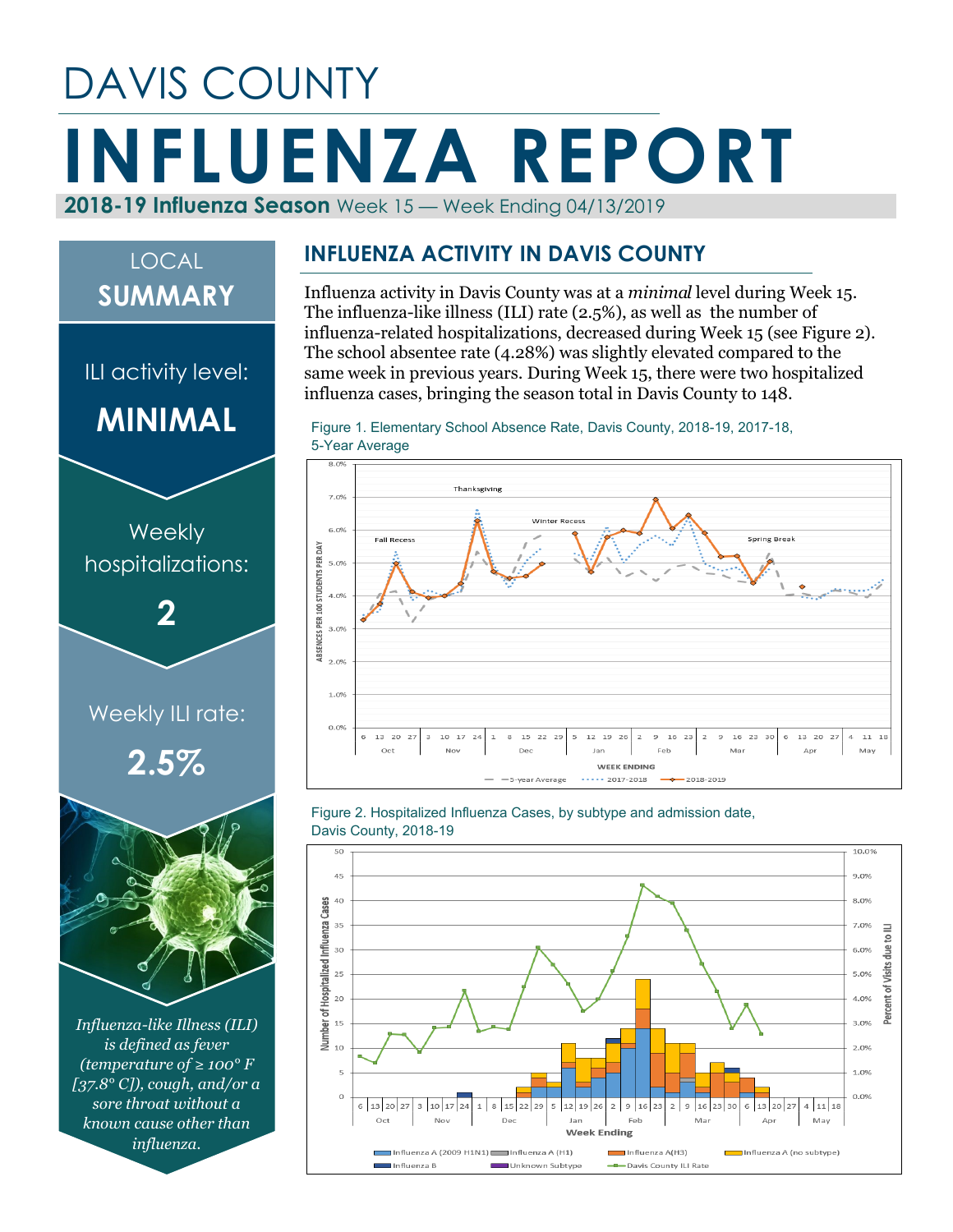# DAVIS COUNTY

# INFLUENZA REPORT

**2018-19 Influenza Season** Week 15 — Week Ending 04/13/2019

## LOCAL SUMMARY

ILI activity level:

**MINIMAL**

Weekly hospitalizations:

**2**

Weekly ILI rate:

**2.5%**

*Influenza-like Illness (ILI) is defined as fever (temperature of ≥ 100° F [37.8° C]), cough, and/or a sore throat without a known cause other than influenza.*

## INFLUENZA ACTIVITY IN DAVIS COUNTY

Influenza activity in Davis County was at a *minimal* level during Week 15. The influenza-like illness (ILI) rate (2.5%), as well as the number of influenza-related hospitalizations, decreased during Week 15 (see Figure 2). The school absentee rate (4.28%) was slightly elevated compared to the same week in previous years. During Week 15, there were two hospitalized influenza cases, bringing the season total in Davis County to 148.

Figure 1. Elementary School Absence Rate, Davis County, 2018-19, 2017-18, 5-Year Average

Figure 2. Hospitalized Influenza Cases, by subtype and admission date, Davis County, 2018-19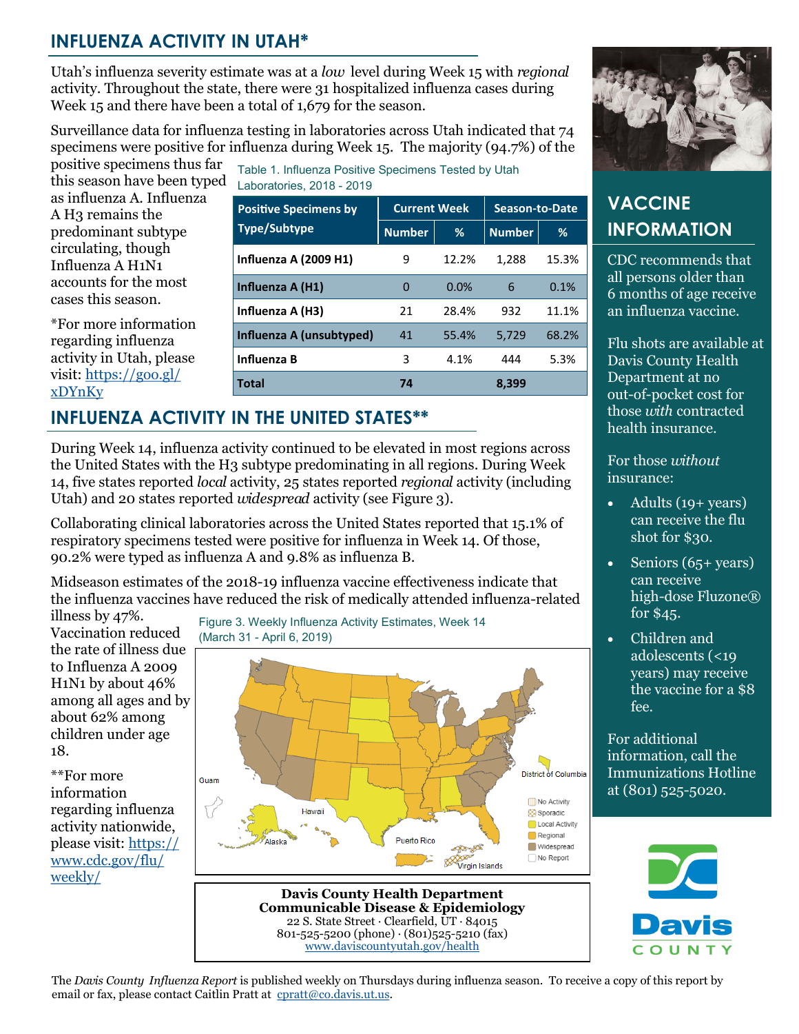## INFLUENZA ACTIVITY IN UTAH*

Utah's influenza severity estimate was at a *low* level during Week 15 with *regional* activity. Throughout the state, there were 31 hospitalized influenza cases during Week 15 and there have been a total of 1,679 for the season.

Surveillance data for influenza testing in laboratories across Utah indicated that 74 specimens were positive for influenza during Week 15. The majority (94.7%) of the positive specimens thus far this season have been typed as influenza A. Influenza A H3 remains the predominant subtype circulating, though Influenza A H1N1 accounts for the most cases this season.

*For more information regarding influenza activity in Utah, please visit: https://goo.gl/xDYnKy

Table 1. Influenza Positive Specimens Tested by Utah Laboratories, 2018 - 2019

| Positive Specimens by Type/Subtype | Current Week | | Season-to-Date | |
|---|---|---|---|---|
| | Number | % | Number | % |
| Influenza A (2009 H1) | 9 | 12.2% | 1,288 | 15.3% |
| Influenza A (H1) | 0 | 0.0% | 6 | 0.1% |
| Influenza A (H3) | 21 | 28.4% | 932 | 11.1% |
| Influenza A (unsubtyped) | 41 | 55.4% | 5,729 | 68.2% |
| Influenza B | 3 | 4.1% | 444 | 5.3% |
| **Total** | **74** | | **8,399** | |

## INFLUENZA ACTIVITY IN THE UNITED STATES**

During Week 14, influenza activity continued to be elevated in most regions across the United States with the H3 subtype predominating in all regions. During Week 14, five states reported *local* activity, 25 states reported *regional* activity (including Utah) and 20 states reported *widespread* activity (see Figure 3).

Collaborating clinical laboratories across the United States reported that 15.1% of respiratory specimens tested were positive for influenza in Week 14. Of those, 90.2% were typed as influenza A and 9.8% as influenza B.

Midseason estimates of the 2018-19 influenza vaccine effectiveness indicate that the influenza vaccines have reduced the risk of medically attended influenza-related illness by 47%. Vaccination reduced the rate of illness due to Influenza A 2009 H1N1 by about 46% among all ages and by about 62% among children under age 18.

**For more information regarding influenza activity nationwide, please visit: https://www.cdc.gov/flu/weekly/

Figure 3. Weekly Influenza Activity Estimates, Week 14 (March 31 - April 6, 2019)

Guam
Hawaii
Alaska
Puerto Rico
Virgin Islands
District of Columbia
No Activity
Sporadic
Local Activity
Regional
Widespread
No Report

**Davis County Health Department**
**Communicable Disease & Epidemiology**
22 S. State Street · Clearfield, UT · 84015
801-525-5200 (phone) · (801)525-5210 (fax)
www.daviscountyutah.gov/health

## VACCINE INFORMATION

CDC recommends that all persons older than 6 months of age receive an influenza vaccine.

Flu shots are available at Davis County Health Department at no out-of-pocket cost for those *with* contracted health insurance.

For those *without* insurance:

- Adults (19+ years) can receive the flu shot for $30.
- Seniors (65+ years) can receive high-dose Fluzone® for $45.
- Children and adolescents (<19 years) may receive the vaccine for a $8 fee.

For additional information, call the Immunizations Hotline at (801) 525-5020.

Davis COUNTY

The *Davis County Influenza Report* is published weekly on Thursdays during influenza season. To receive a copy of this report by email or fax, please contact Caitlin Pratt at cpratt@co.davis.ut.us.